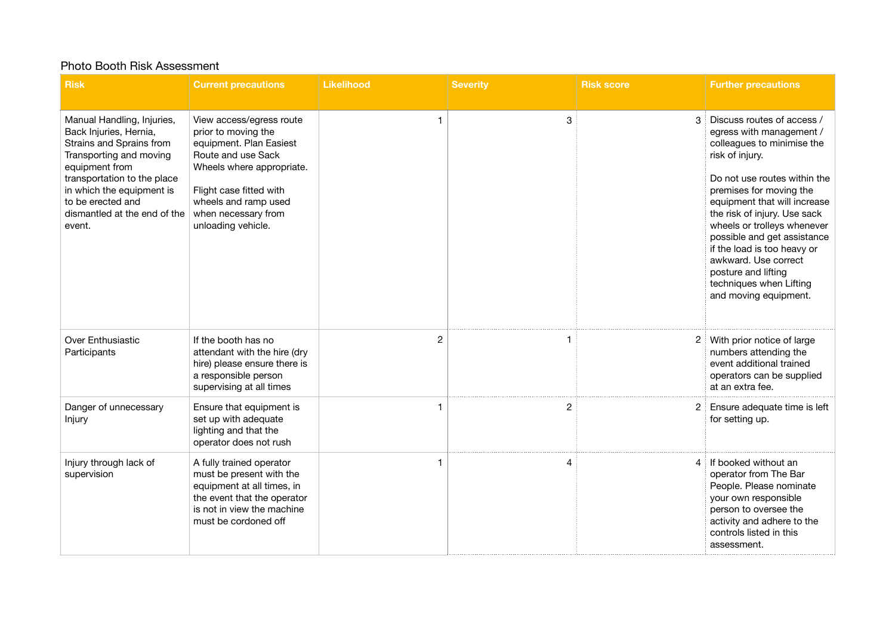Photo Booth Risk Assessment

| Risk | Current precautions | Likelihood | Severity | Risk score | Further precautions |
|---|---|---|---|---|---|
| Manual Handling, Injuries, Back Injuries, Hernia, Strains and Sprains from Transporting and moving equipment from transportation to the place in which the equipment is to be erected and dismantled at the end of the event. | View access/egress route prior to moving the equipment. Plan Easiest Route and use Sack Wheels where appropriate.<br><br>Flight case fitted with wheels and ramp used when necessary from unloading vehicle. | 1 | 3 | 3 | Discuss routes of access / egress with management / colleagues to minimise the risk of injury.<br><br>Do not use routes within the premises for moving the equipment that will increase the risk of injury. Use sack wheels or trolleys whenever possible and get assistance if the load is too heavy or awkward. Use correct posture and lifting techniques when Lifting and moving equipment. |
| Over Enthusiastic Participants | If the booth has no attendant with the hire (dry hire) please ensure there is a responsible person supervising at all times | 2 | 1 | 2 | With prior notice of large numbers attending the event additional trained operators can be supplied at an extra fee. |
| Danger of unnecessary Injury | Ensure that equipment is set up with adequate lighting and that the operator does not rush | 1 | 2 | 2 | Ensure adequate time is left for setting up. |
| Injury through lack of supervision | A fully trained operator must be present with the equipment at all times, in the event that the operator is not in view the machine must be cordoned off | 1 | 4 | 4 | If booked without an operator from The Bar People. Please nominate your own responsible person to oversee the activity and adhere to the controls listed in this assessment. |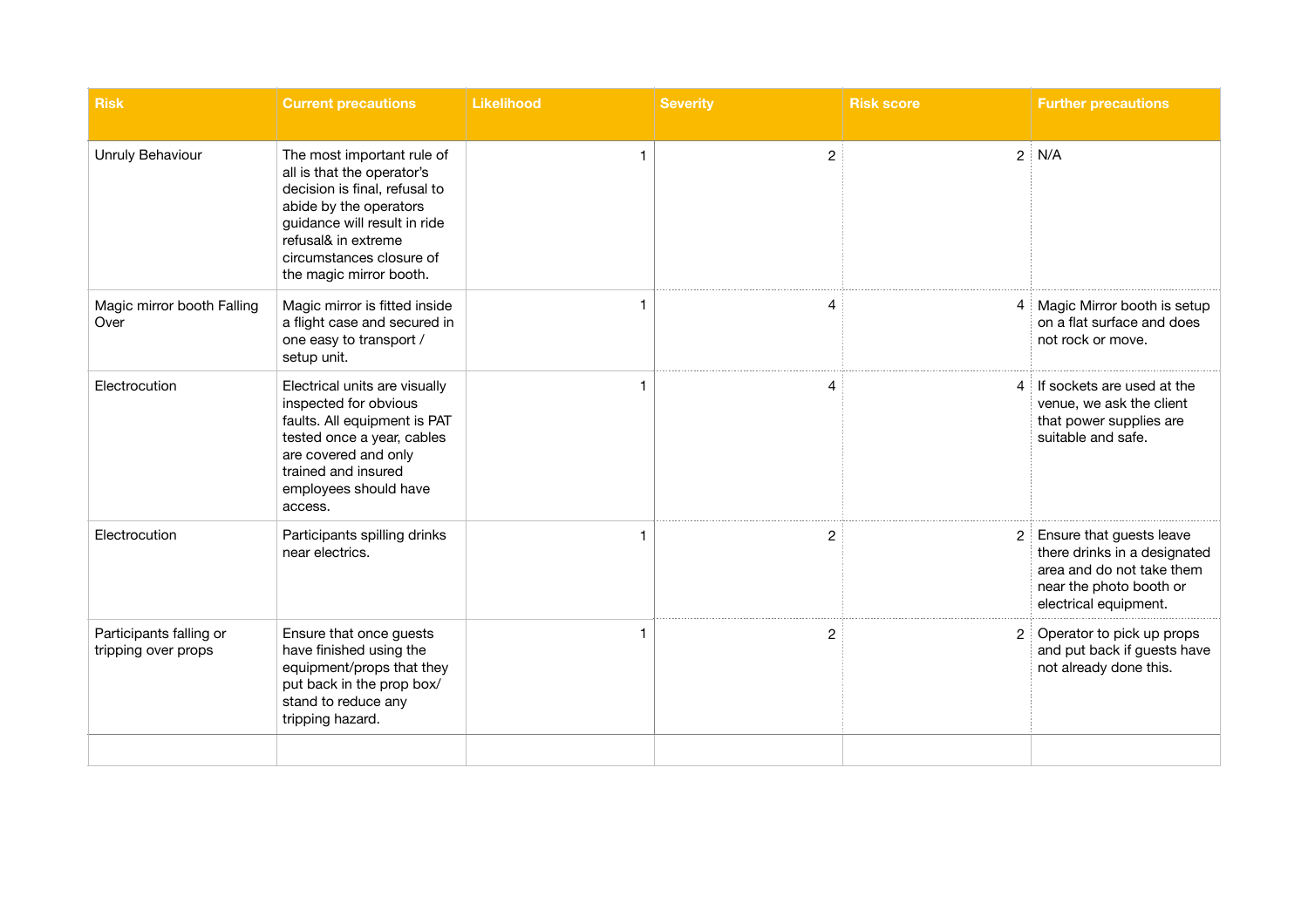| Risk | Current precautions | Likelihood | Severity | Risk score | Further precautions |
|---|---|---|---|---|---|
| Unruly Behaviour | The most important rule of all is that the operator's decision is final, refusal to abide by the operators guidance will result in ride refusal& in extreme circumstances closure of the magic mirror booth. | 1 | 2 | 2 | N/A |
| Magic mirror booth Falling Over | Magic mirror is fitted inside a flight case and secured in one easy to transport / setup unit. | 1 | 4 | 4 | Magic Mirror booth is setup on a flat surface and does not rock or move. |
| Electrocution | Electrical units are visually inspected for obvious faults. All equipment is PAT tested once a year, cables are covered and only trained and insured employees should have access. | 1 | 4 | 4 | If sockets are used at the venue, we ask the client that power supplies are suitable and safe. |
| Electrocution | Participants spilling drinks near electrics. | 1 | 2 | 2 | Ensure that guests leave there drinks in a designated area and do not take them near the photo booth or electrical equipment. |
| Participants falling or tripping over props | Ensure that once guests have finished using the equipment/props that they put back in the prop box/ stand to reduce any tripping hazard. | 1 | 2 | 2 | Operator to pick up props and put back if guests have not already done this. |
| | | | | | |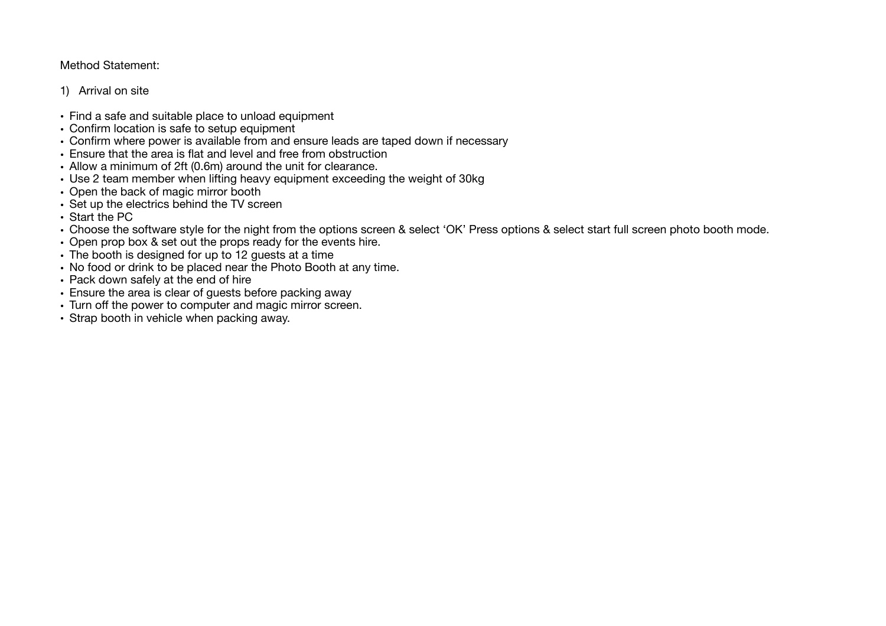Method Statement:

1) Arrival on site

- Find a safe and suitable place to unload equipment
- Confirm location is safe to setup equipment
- Confirm where power is available from and ensure leads are taped down if necessary
- Ensure that the area is flat and level and free from obstruction
- Allow a minimum of 2ft (0.6m) around the unit for clearance.
- Use 2 team member when lifting heavy equipment exceeding the weight of 30kg
- Open the back of magic mirror booth
- Set up the electrics behind the TV screen
- Start the PC
- Choose the software style for the night from the options screen & select ‘OK’ Press options & select start full screen photo booth mode.
- Open prop box & set out the props ready for the events hire.
- The booth is designed for up to 12 guests at a time
- No food or drink to be placed near the Photo Booth at any time.
- Pack down safely at the end of hire
- Ensure the area is clear of guests before packing away
- Turn off the power to computer and magic mirror screen.
- Strap booth in vehicle when packing away.